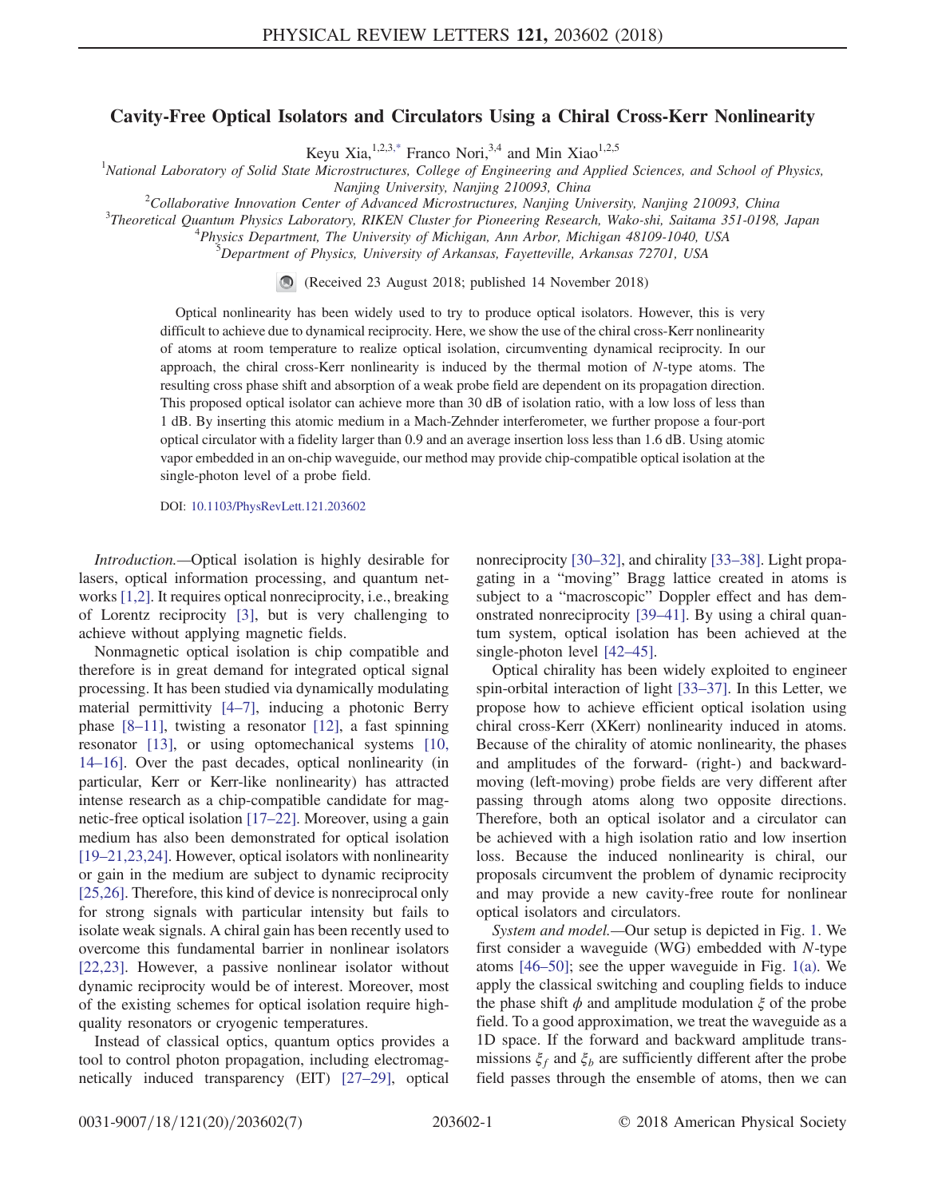# Cavity-Free Optical Isolators and Circulators Using a Chiral Cross-Kerr Nonlinearity

Keyu Xia,[1,2,3,*] Franco Nori,[3,4] and Min Xiao[1,2,5]

[1]National Laboratory of Solid State Microstructures, College of Engineering and Applied Sciences, and School of Physics, Nanjing University, Nanjing 210093, China
[2]Collaborative Innovation Center of Advanced Microstructures, Nanjing University, Nanjing 210093, China
[3]Theoretical Quantum Physics Laboratory, RIKEN Cluster for Pioneering Research, Wako-shi, Saitama 351-0198, Japan
[4]Physics Department, The University of Michigan, Ann Arbor, Michigan 48109-1040, USA
[5]Department of Physics, University of Arkansas, Fayetteville, Arkansas 72701, USA

(Received 23 August 2018; published 14 November 2018)

Optical nonlinearity has been widely used to try to produce optical isolators. However, this is very difficult to achieve due to dynamical reciprocity. Here, we show the use of the chiral cross-Kerr nonlinearity of atoms at room temperature to realize optical isolation, circumventing dynamical reciprocity. In our approach, the chiral cross-Kerr nonlinearity is induced by the thermal motion of $N$-type atoms. The resulting cross phase shift and absorption of a weak probe field are dependent on its propagation direction. This proposed optical isolator can achieve more than 30 dB of isolation ratio, with a low loss of less than 1 dB. By inserting this atomic medium in a Mach-Zehnder interferometer, we further propose a four-port optical circulator with a fidelity larger than 0.9 and an average insertion loss less than 1.6 dB. Using atomic vapor embedded in an on-chip waveguide, our method may provide chip-compatible optical isolation at the single-photon level of a probe field.

DOI: 10.1103/PhysRevLett.121.203602

*Introduction.*—Optical isolation is highly desirable for lasers, optical information processing, and quantum networks [1,2]. It requires optical nonreciprocity, i.e., breaking of Lorentz reciprocity [3], but is very challenging to achieve without applying magnetic fields.

Nonmagnetic optical isolation is chip compatible and therefore is in great demand for integrated optical signal processing. It has been studied via dynamically modulating material permittivity [4–7], inducing a photonic Berry phase [8–11], twisting a resonator [12], a fast spinning resonator [13], or using optomechanical systems [10, 14–16]. Over the past decades, optical nonlinearity (in particular, Kerr or Kerr-like nonlinearity) has attracted intense research as a chip-compatible candidate for magnetic-free optical isolation [17–22]. Moreover, using a gain medium has also been demonstrated for optical isolation [19–21,23,24]. However, optical isolators with nonlinearity or gain in the medium are subject to dynamic reciprocity [25,26]. Therefore, this kind of device is nonreciprocal only for strong signals with particular intensity but fails to isolate weak signals. A chiral gain has been recently used to overcome this fundamental barrier in nonlinear isolators [22,23]. However, a passive nonlinear isolator without dynamic reciprocity would be of interest. Moreover, most of the existing schemes for optical isolation require high-quality resonators or cryogenic temperatures.

Instead of classical optics, quantum optics provides a tool to control photon propagation, including electromagnetically induced transparency (EIT) [27–29], optical nonreciprocity [30–32], and chirality [33–38]. Light propagating in a "moving" Bragg lattice created in atoms is subject to a "macroscopic" Doppler effect and has demonstrated nonreciprocity [39–41]. By using a chiral quantum system, optical isolation has been achieved at the single-photon level [42–45].

Optical chirality has been widely exploited to engineer spin-orbital interaction of light [33–37]. In this Letter, we propose how to achieve efficient optical isolation using chiral cross-Kerr (XKerr) nonlinearity induced in atoms. Because of the chirality of atomic nonlinearity, the phases and amplitudes of the forward- (right-) and backward-moving (left-moving) probe fields are very different after passing through atoms along two opposite directions. Therefore, both an optical isolator and a circulator can be achieved with a high isolation ratio and low insertion loss. Because the induced nonlinearity is chiral, our proposals circumvent the problem of dynamic reciprocity and may provide a new cavity-free route for nonlinear optical isolators and circulators.

*System and model.*—Our setup is depicted in Fig. 1. We first consider a waveguide (WG) embedded with $N$-type atoms [46–50]; see the upper waveguide in Fig. 1(a). We apply the classical switching and coupling fields to induce the phase shift $\phi$ and amplitude modulation $\xi$ of the probe field. To a good approximation, we treat the waveguide as a 1D space. If the forward and backward amplitude transmissions $\xi_f$ and $\xi_b$ are sufficiently different after the probe field passes through the ensemble of atoms, then we can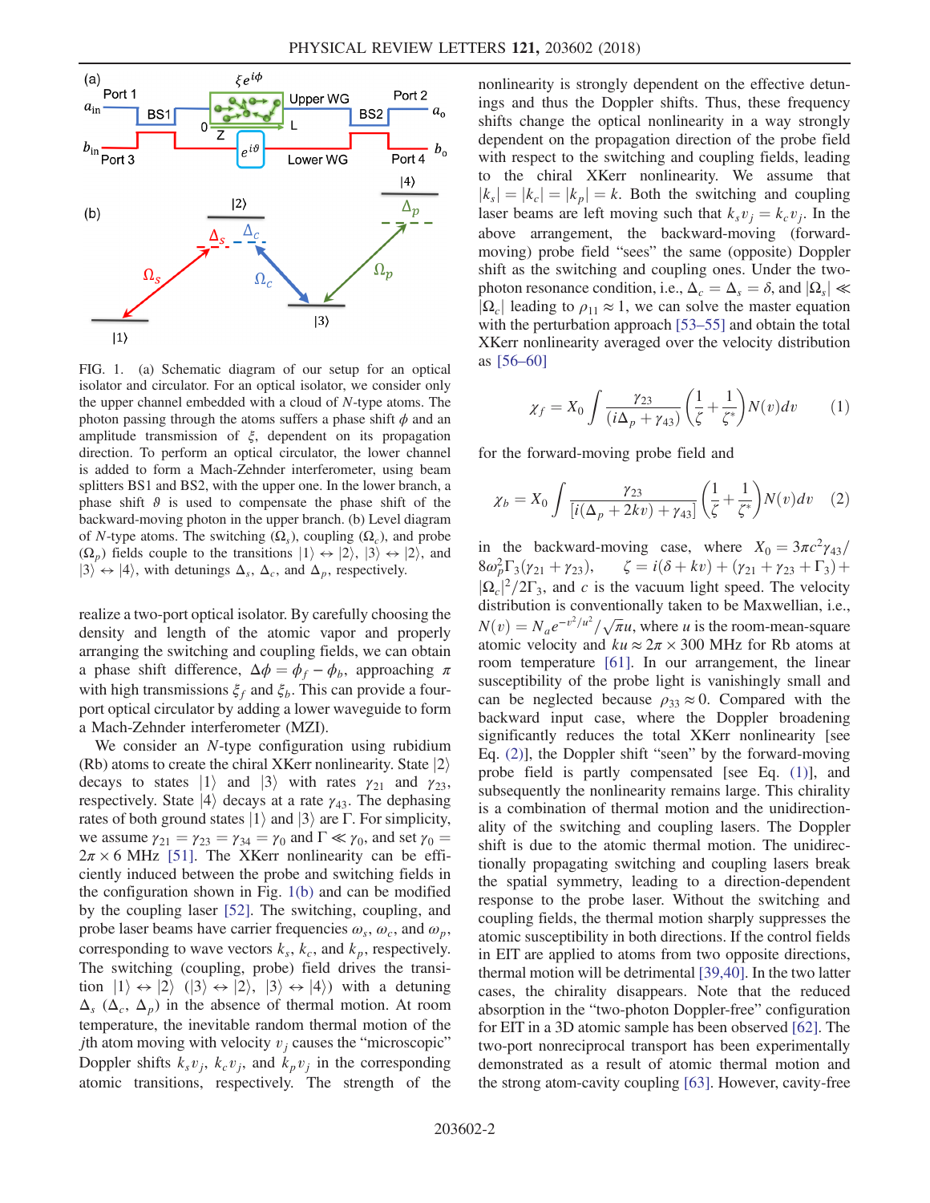FIG. 1. (a) Schematic diagram of our setup for an optical isolator and circulator. For an optical isolator, we consider only the upper channel embedded with a cloud of $N$-type atoms. The photon passing through the atoms suffers a phase shift $\phi$ and an amplitude transmission of $\xi$, dependent on its propagation direction. To perform an optical circulator, the lower channel is added to form a Mach-Zehnder interferometer, using beam splitters BS1 and BS2, with the upper one. In the lower branch, a phase shift $\vartheta$ is used to compensate the phase shift of the backward-moving photon in the upper branch. (b) Level diagram of $N$-type atoms. The switching ($\Omega_s$), coupling ($\Omega_c$), and probe ($\Omega_p$) fields couple to the transitions $|1\rangle \leftrightarrow |2\rangle$, $|3\rangle \leftrightarrow |2\rangle$, and $|3\rangle \leftrightarrow |4\rangle$, with detunings $\Delta_s$, $\Delta_c$, and $\Delta_p$, respectively.

realize a two-port optical isolator. By carefully choosing the density and length of the atomic vapor and properly arranging the switching and coupling fields, we can obtain a phase shift difference, $\Delta\phi = \phi_f - \phi_b$, approaching $\pi$ with high transmissions $\xi_f$ and $\xi_b$. This can provide a four-port optical circulator by adding a lower waveguide to form a Mach-Zehnder interferometer (MZI).

We consider an $N$-type configuration using rubidium (Rb) atoms to create the chiral XKerr nonlinearity. State $|2\rangle$ decays to states $|1\rangle$ and $|3\rangle$ with rates $\gamma_{21}$ and $\gamma_{23}$, respectively. State $|4\rangle$ decays at a rate $\gamma_{43}$. The dephasing rates of both ground states $|1\rangle$ and $|3\rangle$ are $\Gamma$. For simplicity, we assume $\gamma_{21} = \gamma_{23} = \gamma_{34} = \gamma_0$ and $\Gamma \ll \gamma_0$, and set $\gamma_0 = 2\pi \times 6$ MHz [51]. The XKerr nonlinearity can be efficiently induced between the probe and switching fields in the configuration shown in Fig. 1(b) and can be modified by the coupling laser [52]. The switching, coupling, and probe laser beams have carrier frequencies $\omega_s$, $\omega_c$, and $\omega_p$, corresponding to wave vectors $k_s$, $k_c$, and $k_p$, respectively. The switching (coupling, probe) field drives the transition $|1\rangle \leftrightarrow |2\rangle$ ($|3\rangle \leftrightarrow |2\rangle$, $|3\rangle \leftrightarrow |4\rangle$) with a detuning $\Delta_s$ ($\Delta_c$, $\Delta_p$) in the absence of thermal motion. At room temperature, the inevitable random thermal motion of the $j$th atom moving with velocity $v_j$ causes the "microscopic" Doppler shifts $k_s v_j$, $k_c v_j$, and $k_p v_j$ in the corresponding atomic transitions, respectively. The strength of the nonlinearity is strongly dependent on the effective detunings and thus the Doppler shifts. Thus, these frequency shifts change the optical nonlinearity in a way strongly dependent on the propagation direction of the probe field with respect to the switching and coupling fields, leading to the chiral XKerr nonlinearity. We assume that $|k_s| = |k_c| = |k_p| = k$. Both the switching and coupling laser beams are left moving such that $k_s v_j = k_c v_j$. In the above arrangement, the backward-moving (forward-moving) probe field "sees" the same (opposite) Doppler shift as the switching and coupling ones. Under the two-photon resonance condition, i.e., $\Delta_c = \Delta_s = \delta$, and $|\Omega_s| \ll |\Omega_c|$ leading to $\rho_{11} \approx 1$, we can solve the master equation with the perturbation approach [53–55] and obtain the total XKerr nonlinearity averaged over the velocity distribution as [56–60]

$$\chi_f = X_0 \int \frac{\gamma_{23}}{(i\Delta_p + \gamma_{43})} \left( \frac{1}{\zeta} + \frac{1}{\zeta^*} \right) N(v) dv \tag{1}$$

for the forward-moving probe field and

$$\chi_b = X_0 \int \frac{\gamma_{23}}{[i(\Delta_p + 2kv) + \gamma_{43}]} \left( \frac{1}{\zeta} + \frac{1}{\zeta^*} \right) N(v) dv \tag{2}$$

in the backward-moving case, where $X_0 = 3\pi c^2 \gamma_{43} / 8\omega_p^2 \Gamma_3 (\gamma_{21} + \gamma_{23})$, $\zeta = i(\delta + kv) + (\gamma_{21} + \gamma_{23} + \Gamma_3) + |\Omega_c|^2 / 2\Gamma_3$, and $c$ is the vacuum light speed. The velocity distribution is conventionally taken to be Maxwellian, i.e., $N(v) = N_a e^{-v^2/u^2} / \sqrt{\pi} u$, where $u$ is the room-mean-square atomic velocity and $ku \approx 2\pi \times 300$ MHz for Rb atoms at room temperature [61]. In our arrangement, the linear susceptibility of the probe light is vanishingly small and can be neglected because $\rho_{33} \approx 0$. Compared with the backward input case, where the Doppler broadening significantly reduces the total XKerr nonlinearity [see Eq. (2)], the Doppler shift "seen" by the forward-moving probe field is partly compensated [see Eq. (1)], and subsequently the nonlinearity remains large. This chirality is a combination of thermal motion and the unidirectionality of the switching and coupling lasers. The Doppler shift is due to the atomic thermal motion. The unidirectionally propagating switching and coupling lasers break the spatial symmetry, leading to a direction-dependent response to the probe laser. Without the switching and coupling fields, the thermal motion sharply suppresses the atomic susceptibility in both directions. If the control fields in EIT are applied to atoms from two opposite directions, thermal motion will be detrimental [39,40]. In the two latter cases, the chirality disappears. Note that the reduced absorption in the "two-photon Doppler-free" configuration for EIT in a 3D atomic sample has been observed [62]. The two-port nonreciprocal transport has been experimentally demonstrated as a result of atomic thermal motion and the strong atom-cavity coupling [63]. However, cavity-free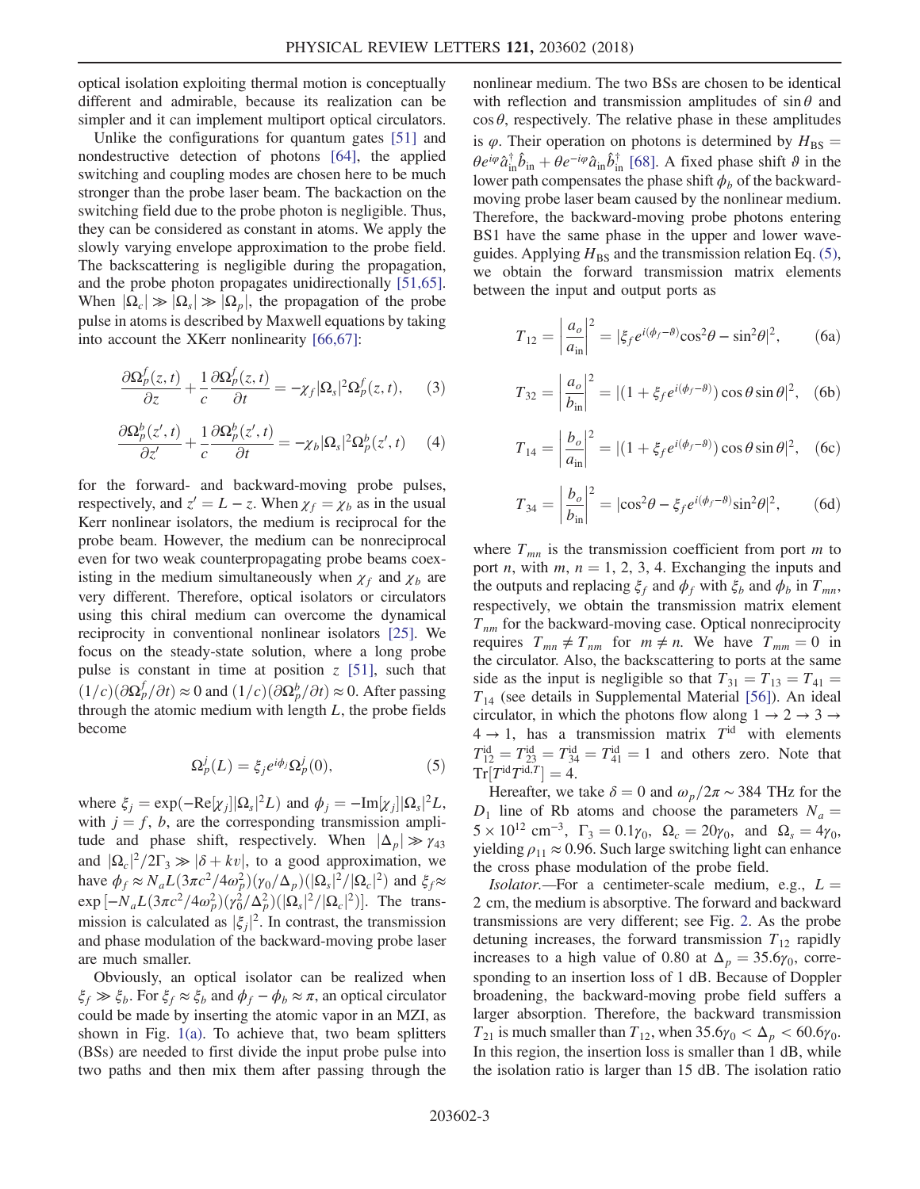optical isolation exploiting thermal motion is conceptually different and admirable, because its realization can be simpler and it can implement multiport optical circulators.

Unlike the configurations for quantum gates [51] and nondestructive detection of photons [64], the applied switching and coupling modes are chosen here to be much stronger than the probe laser beam. The backaction on the switching field due to the probe photon is negligible. Thus, they can be considered as constant in atoms. We apply the slowly varying envelope approximation to the probe field. The backscattering is negligible during the propagation, and the probe photon propagates unidirectionally [51,65]. When $|\Omega_c| \gg |\Omega_s| \gg |\Omega_p|$, the propagation of the probe pulse in atoms is described by Maxwell equations by taking into account the XKerr nonlinearity [66,67]:

$$\frac{\partial \Omega_p^f(z,t)}{\partial z} + \frac{1}{c}\frac{\partial \Omega_p^f(z,t)}{\partial t} = -\chi_f |\Omega_s|^2 \Omega_p^f(z,t), \qquad (3)$$

$$\frac{\partial \Omega_p^b(z',t)}{\partial z'} + \frac{1}{c}\frac{\partial \Omega_p^b(z',t)}{\partial t} = -\chi_b |\Omega_s|^2 \Omega_p^b(z',t) \qquad (4)$$

for the forward- and backward-moving probe pulses, respectively, and $z' = L - z$. When $\chi_f = \chi_b$ as in the usual Kerr nonlinear isolators, the medium is reciprocal for the probe beam. However, the medium can be nonreciprocal even for two weak counterpropagating probe beams coexisting in the medium simultaneously when $\chi_f$ and $\chi_b$ are very different. Therefore, optical isolators or circulators using this chiral medium can overcome the dynamical reciprocity in conventional nonlinear isolators [25]. We focus on the steady-state solution, where a long probe pulse is constant in time at position $z$ [51], such that $(1/c)(\partial \Omega_p^f/\partial t) \approx 0$ and $(1/c)(\partial \Omega_p^b/\partial t) \approx 0$. After passing through the atomic medium with length $L$, the probe fields become

$$\Omega_p^j(L) = \xi_j e^{i\phi_j} \Omega_p^j(0), \qquad (5)$$

where $\xi_j = \exp(-\mathrm{Re}[\chi_j]|\Omega_s|^2 L)$ and $\phi_j = -\mathrm{Im}[\chi_j]|\Omega_s|^2 L$, with $j = f, b$, are the corresponding transmission amplitude and phase shift, respectively. When $|\Delta_p| \gg \gamma_{43}$ and $|\Omega_c|^2/2\Gamma_3 \gg |\delta + kv|$, to a good approximation, we have $\phi_f \approx N_a L (3\pi c^2/4\omega_p^2)(\gamma_0/\Delta_p)(|\Omega_s|^2/|\Omega_c|^2)$ and $\xi_f \approx \exp[-N_a L (3\pi c^2/4\omega_p^2)(\gamma_0^2/\Delta_p^2)(|\Omega_s|^2/|\Omega_c|^2)]$. The transmission is calculated as $|\xi_j|^2$. In contrast, the transmission and phase modulation of the backward-moving probe laser are much smaller.

Obviously, an optical isolator can be realized when $\xi_f \gg \xi_b$. For $\xi_f \approx \xi_b$ and $\phi_f - \phi_b \approx \pi$, an optical circulator could be made by inserting the atomic vapor in an MZI, as shown in Fig. 1(a). To achieve that, two beam splitters (BSs) are needed to first divide the input probe pulse into two paths and then mix them after passing through the nonlinear medium. The two BSs are chosen to be identical with reflection and transmission amplitudes of $\sin\theta$ and $\cos\theta$, respectively. The relative phase in these amplitudes is $\varphi$. Their operation on photons is determined by $H_{\mathrm{BS}} = \theta e^{i\varphi} \hat{a}_{\mathrm{in}}^\dagger \hat{b}_{\mathrm{in}} + \theta e^{-i\varphi} \hat{a}_{\mathrm{in}} \hat{b}_{\mathrm{in}}^\dagger$ [68]. A fixed phase shift $\vartheta$ in the lower path compensates the phase shift $\phi_b$ of the backward-moving probe laser beam caused by the nonlinear medium. Therefore, the backward-moving probe photons entering BS1 have the same phase in the upper and lower waveguides. Applying $H_{\mathrm{BS}}$ and the transmission relation Eq. (5), we obtain the forward transmission matrix elements between the input and output ports as

$$T_{12} = \left|\frac{a_o}{a_{\mathrm{in}}}\right|^2 = |\xi_f e^{i(\phi_f - \vartheta)} \cos^2\theta - \sin^2\theta|^2, \qquad (6a)$$

$$T_{32} = \left|\frac{a_o}{b_{\mathrm{in}}}\right|^2 = |(1 + \xi_f e^{i(\phi_f - \vartheta)}) \cos\theta \sin\theta|^2, \qquad (6b)$$

$$T_{14} = \left|\frac{b_o}{a_{\mathrm{in}}}\right|^2 = |(1 + \xi_f e^{i(\phi_f - \vartheta)}) \cos\theta \sin\theta|^2, \qquad (6c)$$

$$T_{34} = \left|\frac{b_o}{b_{\mathrm{in}}}\right|^2 = |\cos^2\theta - \xi_f e^{i(\phi_f - \vartheta)} \sin^2\theta|^2, \qquad (6d)$$

where $T_{mn}$ is the transmission coefficient from port $m$ to port $n$, with $m, n = 1, 2, 3, 4$. Exchanging the inputs and the outputs and replacing $\xi_f$ and $\phi_f$ with $\xi_b$ and $\phi_b$ in $T_{mn}$, respectively, we obtain the transmission matrix element $T_{nm}$ for the backward-moving case. Optical nonreciprocity requires $T_{mn} \neq T_{nm}$ for $m \neq n$. We have $T_{mm} = 0$ in the circulator. Also, the backscattering to ports at the same side as the input is negligible so that $T_{31} = T_{13} = T_{41} = T_{14}$ (see details in Supplemental Material [56]). An ideal circulator, in which the photons flow along $1 \to 2 \to 3 \to 4 \to 1$, has a transmission matrix $T^{\mathrm{id}}$ with elements $T_{12}^{\mathrm{id}} = T_{23}^{\mathrm{id}} = T_{34}^{\mathrm{id}} = T_{41}^{\mathrm{id}} = 1$ and others zero. Note that $\mathrm{Tr}[T^{\mathrm{id}} T^{\mathrm{id},T}] = 4$.

Hereafter, we take $\delta = 0$ and $\omega_p/2\pi \sim 384$ THz for the $D_1$ line of Rb atoms and choose the parameters $N_a = 5 \times 10^{12}$ cm$^{-3}$, $\Gamma_3 = 0.1\gamma_0$, $\Omega_c = 20\gamma_0$, and $\Omega_s = 4\gamma_0$, yielding $\rho_{11} \approx 0.96$. Such large switching light can enhance the cross phase modulation of the probe field.

*Isolator.*—For a centimeter-scale medium, e.g., $L = 2$ cm, the medium is absorptive. The forward and backward transmissions are very different; see Fig. 2. As the probe detuning increases, the forward transmission $T_{12}$ rapidly increases to a high value of 0.80 at $\Delta_p = 35.6\gamma_0$, corresponding to an insertion loss of 1 dB. Because of Doppler broadening, the backward-moving probe field suffers a larger absorption. Therefore, the backward transmission $T_{21}$ is much smaller than $T_{12}$, when $35.6\gamma_0 < \Delta_p < 60.6\gamma_0$. In this region, the insertion loss is smaller than 1 dB, while the isolation ratio is larger than 15 dB. The isolation ratio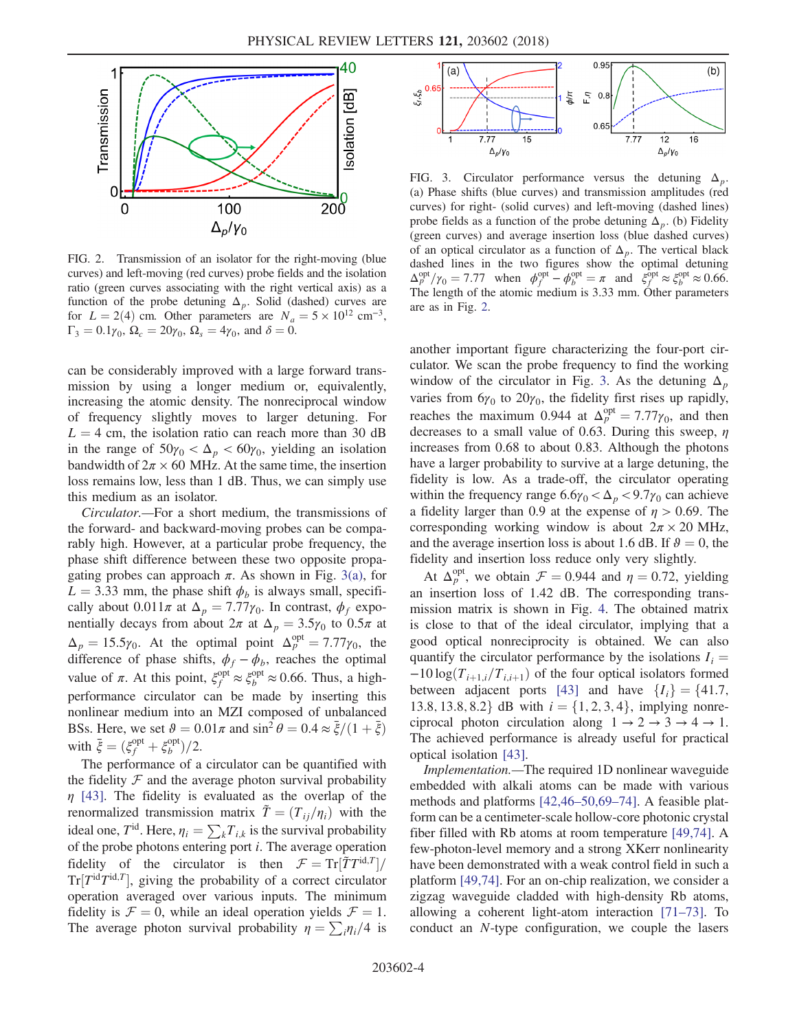FIG. 2. Transmission of an isolator for the right-moving (blue curves) and left-moving (red curves) probe fields and the isolation ratio (green curves associating with the right vertical axis) as a function of the probe detuning $\Delta_p$. Solid (dashed) curves are for $L = 2(4)$ cm. Other parameters are $N_a = 5 \times 10^{12}$ cm$^{-3}$, $\Gamma_3 = 0.1\gamma_0$, $\Omega_c = 20\gamma_0$, $\Omega_s = 4\gamma_0$, and $\delta = 0$.

can be considerably improved with a large forward transmission by using a longer medium or, equivalently, increasing the atomic density. The nonreciprocal window of frequency slightly moves to larger detuning. For $L = 4$ cm, the isolation ratio can reach more than 30 dB in the range of $50\gamma_0 < \Delta_p < 60\gamma_0$, yielding an isolation bandwidth of $2\pi \times 60$ MHz. At the same time, the insertion loss remains low, less than 1 dB. Thus, we can simply use this medium as an isolator.

*Circulator.*—For a short medium, the transmissions of the forward- and backward-moving probes can be comparably high. However, at a particular probe frequency, the phase shift difference between these two opposite propagating probes can approach $\pi$. As shown in Fig. 3(a), for $L = 3.33$ mm, the phase shift $\phi_b$ is always small, specifically about $0.011\pi$ at $\Delta_p = 7.77\gamma_0$. In contrast, $\phi_f$ exponentially decays from about $2\pi$ at $\Delta_p = 3.5\gamma_0$ to $0.5\pi$ at $\Delta_p = 15.5\gamma_0$. At the optimal point $\Delta_p^{\rm opt} = 7.77\gamma_0$, the difference of phase shifts, $\phi_f - \phi_b$, reaches the optimal value of $\pi$. At this point, $\xi_f^{\rm opt} \approx \xi_b^{\rm opt} \approx 0.66$. Thus, a high-performance circulator can be made by inserting this nonlinear medium into an MZI composed of unbalanced BSs. Here, we set $\vartheta = 0.01\pi$ and $\sin^2\theta = 0.4 \approx \bar{\xi}/(1+\bar{\xi})$ with $\bar{\xi} = (\xi_f^{\rm opt} + \xi_b^{\rm opt})/2$.

The performance of a circulator can be quantified with the fidelity $\mathcal{F}$ and the average photon survival probability $\eta$ [43]. The fidelity is evaluated as the overlap of the renormalized transmission matrix $\tilde{T} = (T_{ij}/\eta_i)$ with the ideal one, $T^{\rm id}$. Here, $\eta_i = \sum_k T_{i,k}$ is the survival probability of the probe photons entering port $i$. The average operation fidelity of the circulator is then $\mathcal{F} = {\rm Tr}[\tilde{T} T^{{\rm id},T}]/{\rm Tr}[T^{\rm id} T^{{\rm id},T}]$, giving the probability of a correct circulator operation averaged over various inputs. The minimum fidelity is $\mathcal{F} = 0$, while an ideal operation yields $\mathcal{F} = 1$. The average photon survival probability $\eta = \sum_i \eta_i/4$ is

FIG. 3. Circulator performance versus the detuning $\Delta_p$. (a) Phase shifts (blue curves) and transmission amplitudes (red curves) for right- (solid curves) and left-moving (dashed lines) probe fields as a function of the probe detuning $\Delta_p$. (b) Fidelity (green curves) and average insertion loss (blue dashed curves) of an optical circulator as a function of $\Delta_p$. The vertical black dashed lines in the two figures show the optimal detuning $\Delta_p^{\rm opt}/\gamma_0 = 7.77$ when $\phi_f^{\rm opt} - \phi_b^{\rm opt} = \pi$ and $\xi_f^{\rm opt} \approx \xi_b^{\rm opt} \approx 0.66$. The length of the atomic medium is 3.33 mm. Other parameters are as in Fig. 2.

another important figure characterizing the four-port circulator. We scan the probe frequency to find the working window of the circulator in Fig. 3. As the detuning $\Delta_p$ varies from $6\gamma_0$ to $20\gamma_0$, the fidelity first rises up rapidly, reaches the maximum 0.944 at $\Delta_p^{\rm opt} = 7.77\gamma_0$, and then decreases to a small value of 0.63. During this sweep, $\eta$ increases from 0.68 to about 0.83. Although the photons have a larger probability to survive at a large detuning, the fidelity is low. As a trade-off, the circulator operating within the frequency range $6.6\gamma_0 < \Delta_p < 9.7\gamma_0$ can achieve a fidelity larger than 0.9 at the expense of $\eta > 0.69$. The corresponding working window is about $2\pi \times 20$ MHz, and the average insertion loss is about 1.6 dB. If $\vartheta = 0$, the fidelity and insertion loss reduce only very slightly.

At $\Delta_p^{\rm opt}$, we obtain $\mathcal{F} = 0.944$ and $\eta = 0.72$, yielding an insertion loss of 1.42 dB. The corresponding transmission matrix is shown in Fig. 4. The obtained matrix is close to that of the ideal circulator, implying that a good optical nonreciprocity is obtained. We can also quantify the circulator performance by the isolations $I_i = -10\log(T_{i+1,i}/T_{i,i+1})$ of the four optical isolators formed between adjacent ports [43] and have $\{I_i\} = \{41.7, 13.8, 13.8, 8.2\}$ dB with $i = \{1,2,3,4\}$, implying nonreciprocal photon circulation along $1 \to 2 \to 3 \to 4 \to 1$. The achieved performance is already useful for practical optical isolation [43].

*Implementation.*—The required 1D nonlinear waveguide embedded with alkali atoms can be made with various methods and platforms [42,46–50,69–74]. A feasible platform can be a centimeter-scale hollow-core photonic crystal fiber filled with Rb atoms at room temperature [49,74]. A few-photon-level memory and a strong XKerr nonlinearity have been demonstrated with a weak control field in such a platform [49,74]. For an on-chip realization, we consider a zigzag waveguide cladded with high-density Rb atoms, allowing a coherent light-atom interaction [71–73]. To conduct an $N$-type configuration, we couple the lasers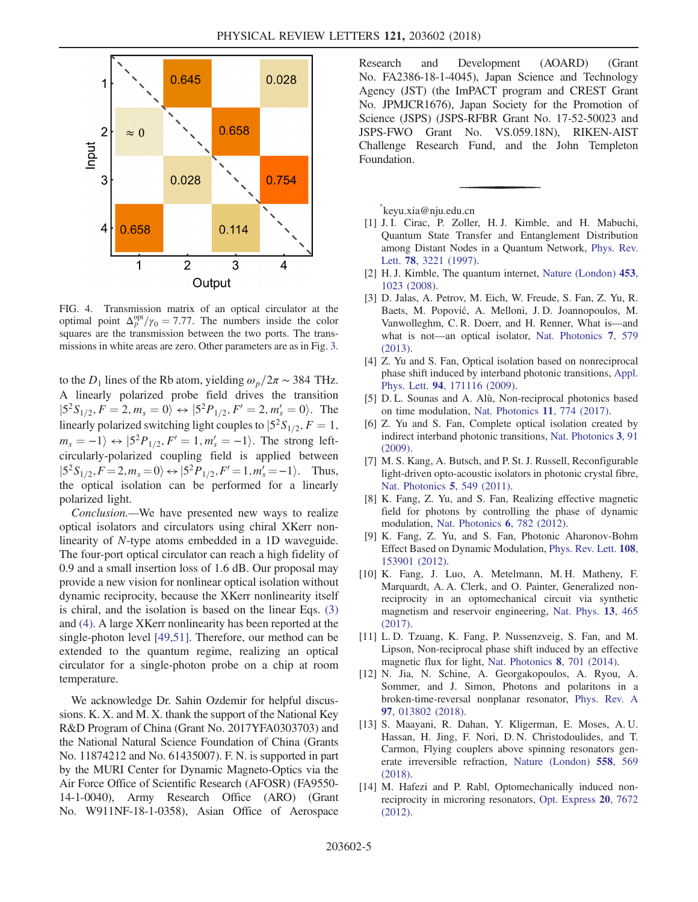| Input \ Output | 1 | 2 | 3 | 4 |
|---|---|---|---|---|
| 1 | | 0.645 | | 0.028 |
| 2 | ≈ 0 | | 0.658 | |
| 3 | | 0.028 | | 0.754 |
| 4 | 0.658 | | 0.114 | |

FIG. 4. Transmission matrix of an optical circulator at the optimal point $\Delta_p^{\rm opt}/\gamma_0 = 7.77$. The numbers inside the color squares are the transmission between the two ports. The transmissions in white areas are zero. Other parameters are as in Fig. 3.

to the $D_1$ lines of the Rb atom, yielding $\omega_p/2\pi \sim 384$ THz. A linearly polarized probe field drives the transition $|5^2S_{1/2}, F = 2, m_s = 0\rangle \leftrightarrow |5^2P_{1/2}, F' = 2, m_s' = 0\rangle$. The linearly polarized switching light couples to $|5^2S_{1/2}, F = 1, m_s = -1\rangle \leftrightarrow |5^2P_{1/2}, F' = 1, m_s' = -1\rangle$. The strong left-circularly-polarized coupling field is applied between $|5^2S_{1/2}, F = 2, m_s = 0\rangle \leftrightarrow |5^2P_{1/2}, F' = 1, m_s' = -1\rangle$. Thus, the optical isolation can be performed for a linearly polarized light.

*Conclusion.*—We have presented new ways to realize optical isolators and circulators using chiral XKerr nonlinearity of $N$-type atoms embedded in a 1D waveguide. The four-port optical circulator can reach a high fidelity of 0.9 and a small insertion loss of 1.6 dB. Our proposal may provide a new vision for nonlinear optical isolation without dynamic reciprocity, because the XKerr nonlinearity itself is chiral, and the isolation is based on the linear Eqs. (3) and (4). A large XKerr nonlinearity has been reported at the single-photon level [49,51]. Therefore, our method can be extended to the quantum regime, realizing an optical circulator for a single-photon probe on a chip at room temperature.

We acknowledge Dr. Sahin Ozdemir for helpful discussions. K. X. and M. X. thank the support of the National Key R&D Program of China (Grant No. 2017YFA0303703) and the National Natural Science Foundation of China (Grants No. 11874212 and No. 61435007). F. N. is supported in part by the MURI Center for Dynamic Magneto-Optics via the Air Force Office of Scientific Research (AFOSR) (FA9550-14-1-0040), Army Research Office (ARO) (Grant No. W911NF-18-1-0358), Asian Office of Aerospace Research and Development (AOARD) (Grant No. FA2386-18-1-4045), Japan Science and Technology Agency (JST) (the ImPACT program and CREST Grant No. JPMJCR1676), Japan Society for the Promotion of Science (JSPS) (JSPS-RFBR Grant No. 17-52-50023 and JSPS-FWO Grant No. VS.059.18N), RIKEN-AIST Challenge Research Fund, and the John Templeton Foundation.

---

[*] keyu.xia@nju.edu.cn

[1] J. I. Cirac, P. Zoller, H. J. Kimble, and H. Mabuchi, Quantum State Transfer and Entanglement Distribution among Distant Nodes in a Quantum Network, Phys. Rev. Lett. **78**, 3221 (1997).

[2] H. J. Kimble, The quantum internet, Nature (London) **453**, 1023 (2008).

[3] D. Jalas, A. Petrov, M. Eich, W. Freude, S. Fan, Z. Yu, R. Baets, M. Popović, A. Melloni, J. D. Joannopoulos, M. Vanwolleghm, C. R. Doerr, and H. Renner, What is—and what is not—an optical isolator, Nat. Photonics **7**, 579 (2013).

[4] Z. Yu and S. Fan, Optical isolation based on nonreciprocal phase shift induced by interband photonic transitions, Appl. Phys. Lett. **94**, 171116 (2009).

[5] D. L. Sounas and A. Alù, Non-reciprocal photonics based on time modulation, Nat. Photonics **11**, 774 (2017).

[6] Z. Yu and S. Fan, Complete optical isolation created by indirect interband photonic transitions, Nat. Photonics **3**, 91 (2009).

[7] M. S. Kang, A. Butsch, and P. St. J. Russell, Reconfigurable light-driven opto-acoustic isolators in photonic crystal fibre, Nat. Photonics **5**, 549 (2011).

[8] K. Fang, Z. Yu, and S. Fan, Realizing effective magnetic field for photons by controlling the phase of dynamic modulation, Nat. Photonics **6**, 782 (2012).

[9] K. Fang, Z. Yu, and S. Fan, Photonic Aharonov-Bohm Effect Based on Dynamic Modulation, Phys. Rev. Lett. **108**, 153901 (2012).

[10] K. Fang, J. Luo, A. Metelmann, M. H. Matheny, F. Marquardt, A. A. Clerk, and O. Painter, Generalized non-reciprocity in an optomechanical circuit via synthetic magnetism and reservoir engineering, Nat. Phys. **13**, 465 (2017).

[11] L. D. Tzuang, K. Fang, P. Nussenzveig, S. Fan, and M. Lipson, Non-reciprocal phase shift induced by an effective magnetic flux for light, Nat. Photonics **8**, 701 (2014).

[12] N. Jia, N. Schine, A. Georgakopoulos, A. Ryou, A. Sommer, and J. Simon, Photons and polaritons in a broken-time-reversal nonplanar resonator, Phys. Rev. A **97**, 013802 (2018).

[13] S. Maayani, R. Dahan, Y. Kligerman, E. Moses, A. U. Hassan, H. Jing, F. Nori, D. N. Christodoulides, and T. Carmon, Flying couplers above spinning resonators generate irreversible refraction, Nature (London) **558**, 569 (2018).

[14] M. Hafezi and P. Rabl, Optomechanically induced non-reciprocity in microring resonators, Opt. Express **20**, 7672 (2012).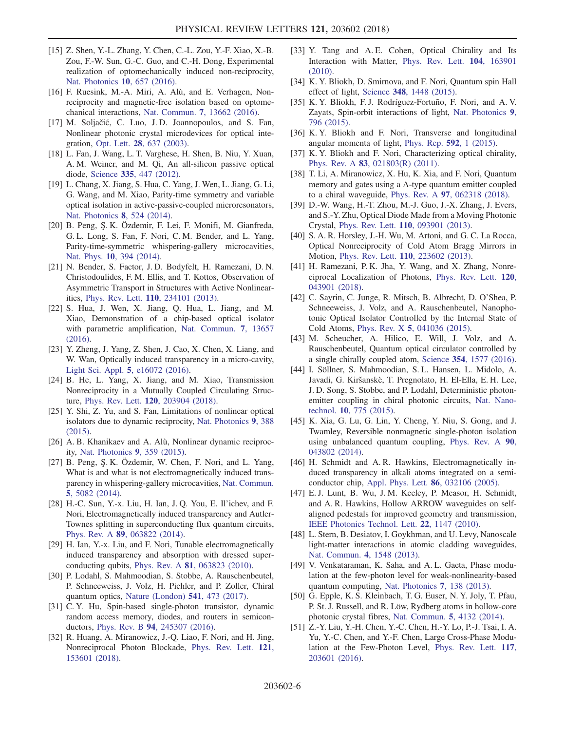[15] Z. Shen, Y.-L. Zhang, Y. Chen, C.-L. Zou, Y.-F. Xiao, X.-B. Zou, F.-W. Sun, G.-C. Guo, and C.-H. Dong, Experimental realization of optomechanically induced non-reciprocity, Nat. Photonics **10**, 657 (2016).

[16] F. Ruesink, M.-A. Miri, A. Alù, and E. Verhagen, Nonreciprocity and magnetic-free isolation based on optomechanical interactions, Nat. Commun. **7**, 13662 (2016).

[17] M. Soljačić, C. Luo, J. D. Joannopoulos, and S. Fan, Nonlinear photonic crystal microdevices for optical integration, Opt. Lett. **28**, 637 (2003).

[18] L. Fan, J. Wang, L. T. Varghese, H. Shen, B. Niu, Y. Xuan, A. M. Weiner, and M. Qi, An all-silicon passive optical diode, Science **335**, 447 (2012).

[19] L. Chang, X. Jiang, S. Hua, C. Yang, J. Wen, L. Jiang, G. Li, G. Wang, and M. Xiao, Parity-time symmetry and variable optical isolation in active-passive-coupled microresonators, Nat. Photonics **8**, 524 (2014).

[20] B. Peng, Ş. K. Özdemir, F. Lei, F. Monifi, M. Gianfreda, G. L. Long, S. Fan, F. Nori, C. M. Bender, and L. Yang, Parity-time-symmetric whispering-gallery microcavities, Nat. Phys. **10**, 394 (2014).

[21] N. Bender, S. Factor, J. D. Bodyfelt, H. Ramezani, D. N. Christodoulides, F. M. Ellis, and T. Kottos, Observation of Asymmetric Transport in Structures with Active Nonlinearities, Phys. Rev. Lett. **110**, 234101 (2013).

[22] S. Hua, J. Wen, X. Jiang, Q. Hua, L. Jiang, and M. Xiao, Demonstration of a chip-based optical isolator with parametric amplification, Nat. Commun. **7**, 13657 (2016).

[23] Y. Zheng, J. Yang, Z. Shen, J. Cao, X. Chen, X. Liang, and W. Wan, Optically induced transparency in a micro-cavity, Light Sci. Appl. **5**, e16072 (2016).

[24] B. He, L. Yang, X. Jiang, and M. Xiao, Transmission Nonreciprocity in a Mutually Coupled Circulating Structure, Phys. Rev. Lett. **120**, 203904 (2018).

[25] Y. Shi, Z. Yu, and S. Fan, Limitations of nonlinear optical isolators due to dynamic reciprocity, Nat. Photonics **9**, 388 (2015).

[26] A. B. Khanikaev and A. Alù, Nonlinear dynamic reciprocity, Nat. Photonics **9**, 359 (2015).

[27] B. Peng, Ş. K. Özdemir, W. Chen, F. Nori, and L. Yang, What is and what is not electromagnetically induced transparency in whispering-gallery microcavities, Nat. Commun. **5**, 5082 (2014).

[28] H.-C. Sun, Y.-x. Liu, H. Ian, J. Q. You, E. Il'ichev, and F. Nori, Electromagnetically induced transparency and Autler-Townes splitting in superconducting flux quantum circuits, Phys. Rev. A **89**, 063822 (2014).

[29] H. Ian, Y.-x. Liu, and F. Nori, Tunable electromagnetically induced transparency and absorption with dressed superconducting qubits, Phys. Rev. A **81**, 063823 (2010).

[30] P. Lodahl, S. Mahmoodian, S. Stobbe, A. Rauschenbeutel, P. Schneeweiss, J. Volz, H. Pichler, and P. Zoller, Chiral quantum optics, Nature (London) **541**, 473 (2017).

[31] C. Y. Hu, Spin-based single-photon transistor, dynamic random access memory, diodes, and routers in semiconductors, Phys. Rev. B **94**, 245307 (2016).

[32] R. Huang, A. Miranowicz, J.-Q. Liao, F. Nori, and H. Jing, Nonreciprocal Photon Blockade, Phys. Rev. Lett. **121**, 153601 (2018).

[33] Y. Tang and A. E. Cohen, Optical Chirality and Its Interaction with Matter, Phys. Rev. Lett. **104**, 163901 (2010).

[34] K. Y. Bliokh, D. Smirnova, and F. Nori, Quantum spin Hall effect of light, Science **348**, 1448 (2015).

[35] K. Y. Bliokh, F. J. Rodríguez-Fortuño, F. Nori, and A. V. Zayats, Spin-orbit interactions of light, Nat. Photonics **9**, 796 (2015).

[36] K. Y. Bliokh and F. Nori, Transverse and longitudinal angular momenta of light, Phys. Rep. **592**, 1 (2015).

[37] K. Y. Bliokh and F. Nori, Characterizing optical chirality, Phys. Rev. A **83**, 021803(R) (2011).

[38] T. Li, A. Miranowicz, X. Hu, K. Xia, and F. Nori, Quantum memory and gates using a Λ-type quantum emitter coupled to a chiral waveguide, Phys. Rev. A **97**, 062318 (2018).

[39] D.-W. Wang, H.-T. Zhou, M.-J. Guo, J.-X. Zhang, J. Evers, and S.-Y. Zhu, Optical Diode Made from a Moving Photonic Crystal, Phys. Rev. Lett. **110**, 093901 (2013).

[40] S. A. R. Horsley, J.-H. Wu, M. Artoni, and G. C. La Rocca, Optical Nonreciprocity of Cold Atom Bragg Mirrors in Motion, Phys. Rev. Lett. **110**, 223602 (2013).

[41] H. Ramezani, P. K. Jha, Y. Wang, and X. Zhang, Nonreciprocal Localization of Photons, Phys. Rev. Lett. **120**, 043901 (2018).

[42] C. Sayrin, C. Junge, R. Mitsch, B. Albrecht, D. O'Shea, P. Schneeweiss, J. Volz, and A. Rauschenbeutel, Nanophotonic Optical Isolator Controlled by the Internal State of Cold Atoms, Phys. Rev. X **5**, 041036 (2015).

[43] M. Scheucher, A. Hilico, E. Will, J. Volz, and A. Rauschenbeutel, Quantum optical circulator controlled by a single chirally coupled atom, Science **354**, 1577 (2016).

[44] I. Söllner, S. Mahmoodian, S. L. Hansen, L. Midolo, A. Javadi, G. Kiršanskè, T. Pregnolato, H. El-Ella, E. H. Lee, J. D. Song, S. Stobbe, and P. Lodahl, Deterministic photon-emitter coupling in chiral photonic circuits, Nat. Nanotechnol. **10**, 775 (2015).

[45] K. Xia, G. Lu, G. Lin, Y. Cheng, Y. Niu, S. Gong, and J. Twamley, Reversible nonmagnetic single-photon isolation using unbalanced quantum coupling, Phys. Rev. A **90**, 043802 (2014).

[46] H. Schmidt and A. R. Hawkins, Electromagnetically induced transparency in alkali atoms integrated on a semiconductor chip, Appl. Phys. Lett. **86**, 032106 (2005).

[47] E. J. Lunt, B. Wu, J. M. Keeley, P. Measor, H. Schmidt, and A. R. Hawkins, Hollow ARROW waveguides on self-aligned pedestals for improved geometry and transmission, IEEE Photonics Technol. Lett. **22**, 1147 (2010).

[48] L. Stern, B. Desiatov, I. Goykhman, and U. Levy, Nanoscale light-matter interactions in atomic cladding waveguides, Nat. Commun. **4**, 1548 (2013).

[49] V. Venkataraman, K. Saha, and A. L. Gaeta, Phase modulation at the few-photon level for weak-nonlinearity-based quantum computing, Nat. Photonics **7**, 138 (2013).

[50] G. Epple, K. S. Kleinbach, T. G. Euser, N. Y. Joly, T. Pfau, P. St. J. Russell, and R. Löw, Rydberg atoms in hollow-core photonic crystal fibres, Nat. Commun. **5**, 4132 (2014).

[51] Z.-Y. Liu, Y.-H. Chen, Y.-C. Chen, H.-Y. Lo, P.-J. Tsai, I. A. Yu, Y.-C. Chen, and Y.-F. Chen, Large Cross-Phase Modulation at the Few-Photon Level, Phys. Rev. Lett. **117**, 203601 (2016).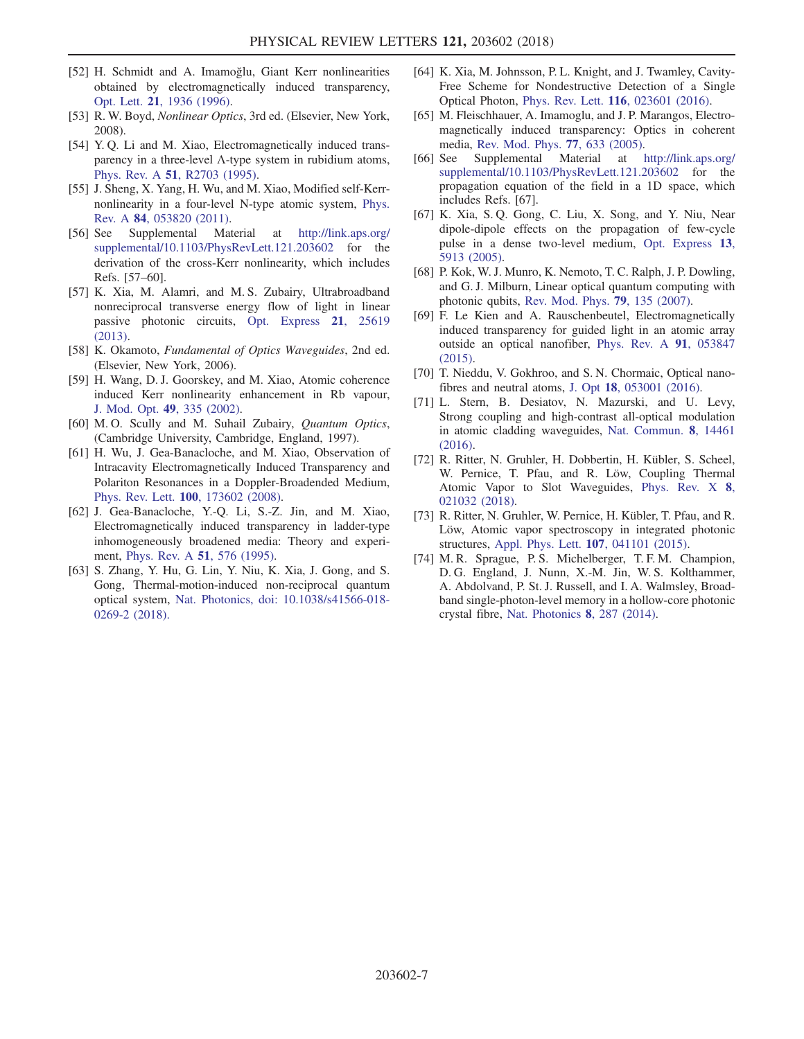[52] H. Schmidt and A. Imamoğlu, Giant Kerr nonlinearities obtained by electromagnetically induced transparency, Opt. Lett. **21**, 1936 (1996).

[53] R. W. Boyd, *Nonlinear Optics*, 3rd ed. (Elsevier, New York, 2008).

[54] Y. Q. Li and M. Xiao, Electromagnetically induced transparency in a three-level Λ-type system in rubidium atoms, Phys. Rev. A **51**, R2703 (1995).

[55] J. Sheng, X. Yang, H. Wu, and M. Xiao, Modified self-Kerr-nonlinearity in a four-level N-type atomic system, Phys. Rev. A **84**, 053820 (2011).

[56] See Supplemental Material at http://link.aps.org/supplemental/10.1103/PhysRevLett.121.203602 for the derivation of the cross-Kerr nonlinearity, which includes Refs. [57–60].

[57] K. Xia, M. Alamri, and M. S. Zubairy, Ultrabroadband nonreciprocal transverse energy flow of light in linear passive photonic circuits, Opt. Express **21**, 25619 (2013).

[58] K. Okamoto, *Fundamental of Optics Waveguides*, 2nd ed. (Elsevier, New York, 2006).

[59] H. Wang, D. J. Goorskey, and M. Xiao, Atomic coherence induced Kerr nonlinearity enhancement in Rb vapour, J. Mod. Opt. **49**, 335 (2002).

[60] M. O. Scully and M. Suhail Zubairy, *Quantum Optics*, (Cambridge University, Cambridge, England, 1997).

[61] H. Wu, J. Gea-Banacloche, and M. Xiao, Observation of Intracavity Electromagnetically Induced Transparency and Polariton Resonances in a Doppler-Broadended Medium, Phys. Rev. Lett. **100**, 173602 (2008).

[62] J. Gea-Banacloche, Y.-Q. Li, S.-Z. Jin, and M. Xiao, Electromagnetically induced transparency in ladder-type inhomogeneously broadened media: Theory and experiment, Phys. Rev. A **51**, 576 (1995).

[63] S. Zhang, Y. Hu, G. Lin, Y. Niu, K. Xia, J. Gong, and S. Gong, Thermal-motion-induced non-reciprocal quantum optical system, Nat. Photonics, doi: 10.1038/s41566-018-0269-2 (2018).

[64] K. Xia, M. Johnsson, P. L. Knight, and J. Twamley, Cavity-Free Scheme for Nondestructive Detection of a Single Optical Photon, Phys. Rev. Lett. **116**, 023601 (2016).

[65] M. Fleischhauer, A. Imamoglu, and J. P. Marangos, Electromagnetically induced transparency: Optics in coherent media, Rev. Mod. Phys. **77**, 633 (2005).

[66] See Supplemental Material at http://link.aps.org/supplemental/10.1103/PhysRevLett.121.203602 for the propagation equation of the field in a 1D space, which includes Refs. [67].

[67] K. Xia, S. Q. Gong, C. Liu, X. Song, and Y. Niu, Near dipole-dipole effects on the propagation of few-cycle pulse in a dense two-level medium, Opt. Express **13**, 5913 (2005).

[68] P. Kok, W. J. Munro, K. Nemoto, T. C. Ralph, J. P. Dowling, and G. J. Milburn, Linear optical quantum computing with photonic qubits, Rev. Mod. Phys. **79**, 135 (2007).

[69] F. Le Kien and A. Rauschenbeutel, Electromagnetically induced transparency for guided light in an atomic array outside an optical nanofiber, Phys. Rev. A **91**, 053847 (2015).

[70] T. Nieddu, V. Gokhroo, and S. N. Chormaic, Optical nanofibres and neutral atoms, J. Opt **18**, 053001 (2016).

[71] L. Stern, B. Desiatov, N. Mazurski, and U. Levy, Strong coupling and high-contrast all-optical modulation in atomic cladding waveguides, Nat. Commun. **8**, 14461 (2016).

[72] R. Ritter, N. Gruhler, H. Dobbertin, H. Kübler, S. Scheel, W. Pernice, T. Pfau, and R. Löw, Coupling Thermal Atomic Vapor to Slot Waveguides, Phys. Rev. X **8**, 021032 (2018).

[73] R. Ritter, N. Gruhler, W. Pernice, H. Kübler, T. Pfau, and R. Löw, Atomic vapor spectroscopy in integrated photonic structures, Appl. Phys. Lett. **107**, 041101 (2015).

[74] M. R. Sprague, P. S. Michelberger, T. F. M. Champion, D. G. England, J. Nunn, X.-M. Jin, W. S. Kolthammer, A. Abdolvand, P. St. J. Russell, and I. A. Walmsley, Broadband single-photon-level memory in a hollow-core photonic crystal fibre, Nat. Photonics **8**, 287 (2014).